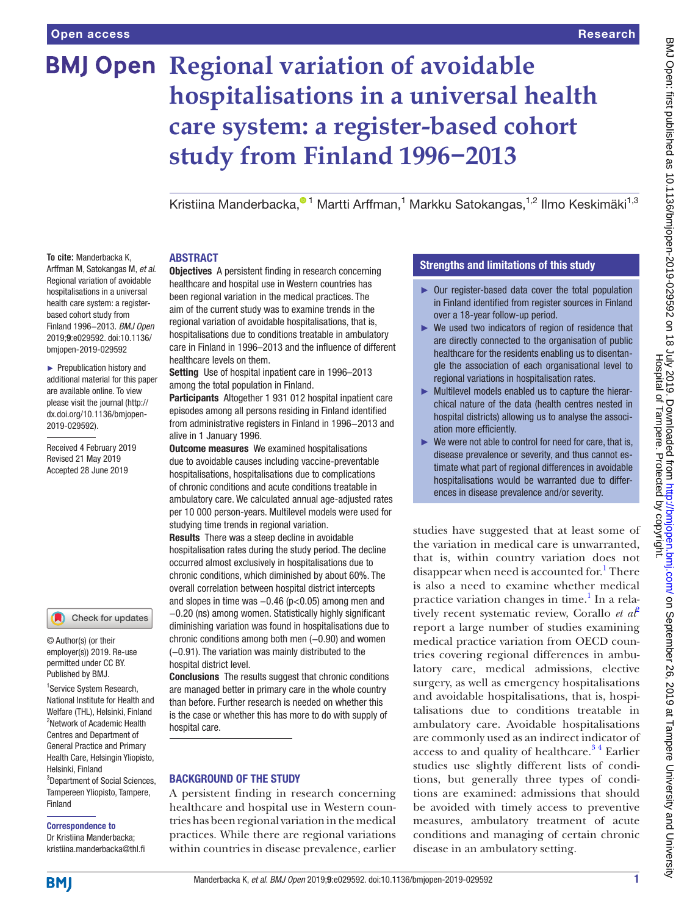Open access

Research

# Regional variation of avoidable hospitalisations in a universal health care system: a register-based cohort study from Finland 1996−2013

Kristiina Manderbacka,[1] Martti Arffman,[1] Markku Satokangas,[1,2] Ilmo Keskimäki[1,3]

**To cite:** Manderbacka K, Arffman M, Satokangas M, *et al*. Regional variation of avoidable hospitalisations in a universal health care system: a register-based cohort study from Finland 1996–2013. *BMJ Open* 2019;**9**:e029592. doi:10.1136/bmjopen-2019-029592

► Prepublication history and additional material for this paper are available online. To view please visit the journal (http://dx.doi.org/10.1136/bmjopen-2019-029592).

Received 4 February 2019
Revised 21 May 2019
Accepted 28 June 2019

© Author(s) (or their employer(s)) 2019. Re-use permitted under CC BY. Published by BMJ.

[1]Service System Research, National Institute for Health and Welfare (THL), Helsinki, Finland
[2]Network of Academic Health Centres and Department of General Practice and Primary Health Care, Helsingin Yliopisto, Helsinki, Finland
[3]Department of Social Sciences, Tampereen Yliopisto, Tampere, Finland

**Correspondence to**
Dr Kristiina Manderbacka; kristiina.manderbacka@thl.fi

## ABSTRACT

**Objectives** A persistent finding in research concerning healthcare and hospital use in Western countries has been regional variation in the medical practices. The aim of the current study was to examine trends in the regional variation of avoidable hospitalisations, that is, hospitalisations due to conditions treatable in ambulatory care in Finland in 1996–2013 and the influence of different healthcare levels on them.

**Setting** Use of hospital inpatient care in 1996–2013 among the total population in Finland.

**Participants** Altogether 1 931 012 hospital inpatient care episodes among all persons residing in Finland identified from administrative registers in Finland in 1996–2013 and alive in 1 January 1996.

**Outcome measures** We examined hospitalisations due to avoidable causes including vaccine-preventable hospitalisations, hospitalisations due to complications of chronic conditions and acute conditions treatable in ambulatory care. We calculated annual age-adjusted rates per 10 000 person-years. Multilevel models were used for studying time trends in regional variation.

**Results** There was a steep decline in avoidable hospitalisation rates during the study period. The decline occurred almost exclusively in hospitalisations due to chronic conditions, which diminished by about 60%. The overall correlation between hospital district intercepts and slopes in time was −0.46 ($p<0.05$) among men and −0.20 (ns) among women. Statistically highly significant diminishing variation was found in hospitalisations due to chronic conditions among both men (−0.90) and women (−0.91). The variation was mainly distributed to the hospital district level.

**Conclusions** The results suggest that chronic conditions are managed better in primary care in the whole country than before. Further research is needed on whether this is the case or whether this has more to do with supply of hospital care.

## Strengths and limitations of this study

- ► Our register-based data cover the total population in Finland identified from register sources in Finland over a 18-year follow-up period.
- ► We used two indicators of region of residence that are directly connected to the organisation of public healthcare for the residents enabling us to disentangle the association of each organisational level to regional variations in hospitalisation rates.
- ► Multilevel models enabled us to capture the hierarchical nature of the data (health centres nested in hospital districts) allowing us to analyse the association more efficiently.
- ► We were not able to control for need for care, that is, disease prevalence or severity, and thus cannot estimate what part of regional differences in avoidable hospitalisations would be warranted due to differences in disease prevalence and/or severity.

## BACKGROUND OF THE STUDY

A persistent finding in research concerning healthcare and hospital use in Western countries has been regional variation in the medical practices. While there are regional variations within countries in disease prevalence, earlier studies have suggested that at least some of the variation in medical care is unwarranted, that is, within country variation does not disappear when need is accounted for.[1] There is also a need to examine whether medical practice variation changes in time.[1] In a relatively recent systematic review, Corallo *et al*[2] report a large number of studies examining medical practice variation from OECD countries covering regional differences in ambulatory care, medical admissions, elective surgery, as well as emergency hospitalisations and avoidable hospitalisations, that is, hospitalisations due to conditions treatable in ambulatory care. Avoidable hospitalisations are commonly used as an indirect indicator of access to and quality of healthcare.[3,4] Earlier studies use slightly different lists of conditions, but generally three types of conditions are examined: admissions that should be avoided with timely access to preventive measures, ambulatory treatment of acute conditions and managing of certain chronic disease in an ambulatory setting.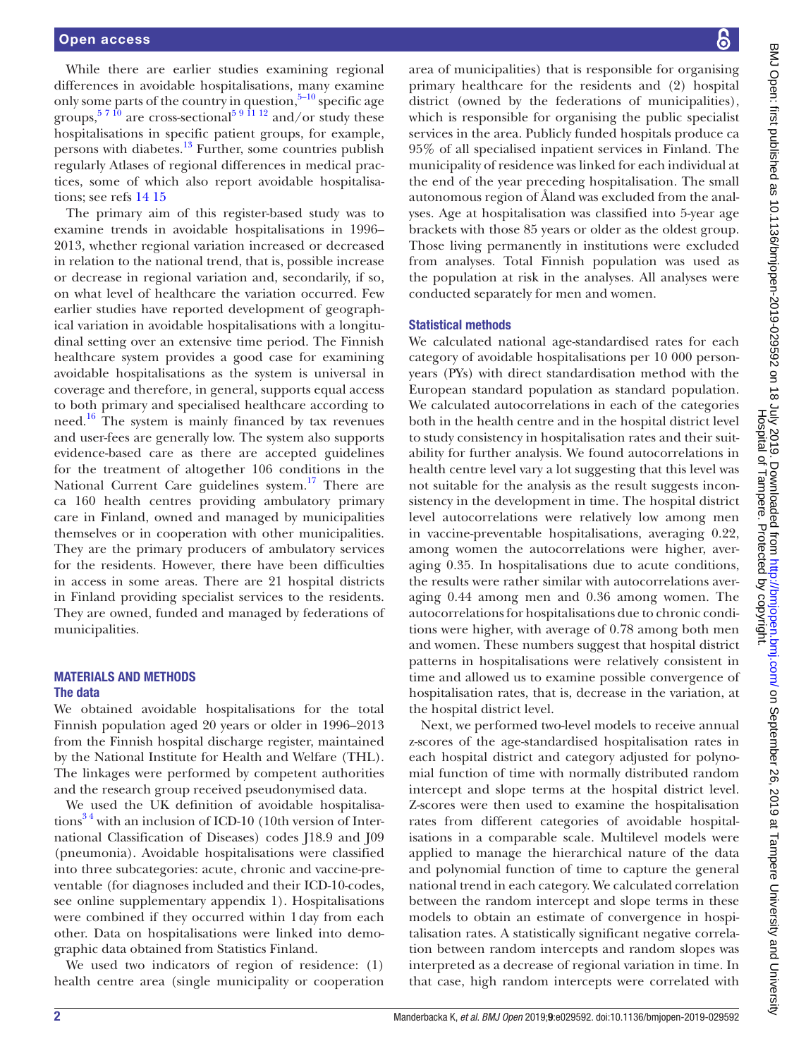While there are earlier studies examining regional differences in avoidable hospitalisations, many examine only some parts of the country in question,[5–10] specific age groups,[5 7 10] are cross-sectional[5 9 11 12] and/or study these hospitalisations in specific patient groups, for example, persons with diabetes.[13] Further, some countries publish regularly Atlases of regional differences in medical practices, some of which also report avoidable hospitalisations; see refs 14 15

The primary aim of this register-based study was to examine trends in avoidable hospitalisations in 1996–2013, whether regional variation increased or decreased in relation to the national trend, that is, possible increase or decrease in regional variation and, secondarily, if so, on what level of healthcare the variation occurred. Few earlier studies have reported development of geographical variation in avoidable hospitalisations with a longitudinal setting over an extensive time period. The Finnish healthcare system provides a good case for examining avoidable hospitalisations as the system is universal in coverage and therefore, in general, supports equal access to both primary and specialised healthcare according to need.[16] The system is mainly financed by tax revenues and user-fees are generally low. The system also supports evidence-based care as there are accepted guidelines for the treatment of altogether 106 conditions in the National Current Care guidelines system.[17] There are ca 160 health centres providing ambulatory primary care in Finland, owned and managed by municipalities themselves or in cooperation with other municipalities. They are the primary producers of ambulatory services for the residents. However, there have been difficulties in access in some areas. There are 21 hospital districts in Finland providing specialist services to the residents. They are owned, funded and managed by federations of municipalities.

## MATERIALS AND METHODS

### The data

We obtained avoidable hospitalisations for the total Finnish population aged 20 years or older in 1996–2013 from the Finnish hospital discharge register, maintained by the National Institute for Health and Welfare (THL). The linkages were performed by competent authorities and the research group received pseudonymised data.

We used the UK definition of avoidable hospitalisations[3 4] with an inclusion of ICD-10 (10th version of International Classification of Diseases) codes J18.9 and J09 (pneumonia). Avoidable hospitalisations were classified into three subcategories: acute, chronic and vaccine-preventable (for diagnoses included and their ICD-10-codes, see online supplementary appendix 1). Hospitalisations were combined if they occurred within 1 day from each other. Data on hospitalisations were linked into demographic data obtained from Statistics Finland.

We used two indicators of region of residence: (1) health centre area (single municipality or cooperation area of municipalities) that is responsible for organising primary healthcare for the residents and (2) hospital district (owned by the federations of municipalities), which is responsible for organising the public specialist services in the area. Publicly funded hospitals produce ca 95% of all specialised inpatient services in Finland. The municipality of residence was linked for each individual at the end of the year preceding hospitalisation. The small autonomous region of Åland was excluded from the analyses. Age at hospitalisation was classified into 5-year age brackets with those 85 years or older as the oldest group. Those living permanently in institutions were excluded from analyses. Total Finnish population was used as the population at risk in the analyses. All analyses were conducted separately for men and women.

### Statistical methods

We calculated national age-standardised rates for each category of avoidable hospitalisations per 10 000 person-years (PYs) with direct standardisation method with the European standard population as standard population. We calculated autocorrelations in each of the categories both in the health centre and in the hospital district level to study consistency in hospitalisation rates and their suitability for further analysis. We found autocorrelations in health centre level vary a lot suggesting that this level was not suitable for the analysis as the result suggests inconsistency in the development in time. The hospital district level autocorrelations were relatively low among men in vaccine-preventable hospitalisations, averaging 0.22, among women the autocorrelations were higher, averaging 0.35. In hospitalisations due to acute conditions, the results were rather similar with autocorrelations averaging 0.44 among men and 0.36 among women. The autocorrelations for hospitalisations due to chronic conditions were higher, with average of 0.78 among both men and women. These numbers suggest that hospital district patterns in hospitalisations were relatively consistent in time and allowed us to examine possible convergence of hospitalisation rates, that is, decrease in the variation, at the hospital district level.

Next, we performed two-level models to receive annual z-scores of the age-standardised hospitalisation rates in each hospital district and category adjusted for polynomial function of time with normally distributed random intercept and slope terms at the hospital district level. Z-scores were then used to examine the hospitalisation rates from different categories of avoidable hospitalisations in a comparable scale. Multilevel models were applied to manage the hierarchical nature of the data and polynomial function of time to capture the general national trend in each category. We calculated correlation between the random intercept and slope terms in these models to obtain an estimate of convergence in hospitalisation rates. A statistically significant negative correlation between random intercepts and random slopes was interpreted as a decrease of regional variation in time. In that case, high random intercepts were correlated with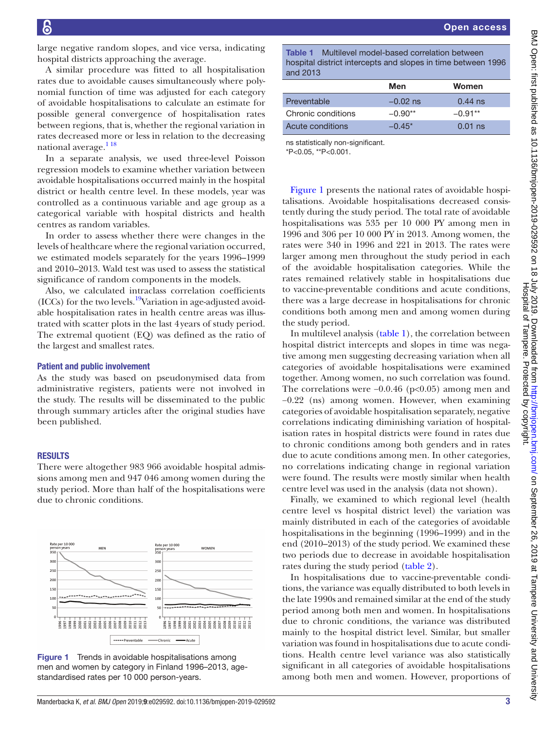large negative random slopes, and vice versa, indicating hospital districts approaching the average.

A similar procedure was fitted to all hospitalisation rates due to avoidable causes simultaneously where polynomial function of time was adjusted for each category of avoidable hospitalisations to calculate an estimate for possible general convergence of hospitalisation rates between regions, that is, whether the regional variation in rates decreased more or less in relation to the decreasing national average.[1 18]

In a separate analysis, we used three-level Poisson regression models to examine whether variation between avoidable hospitalisations occurred mainly in the hospital district or health centre level. In these models, year was controlled as a continuous variable and age group as a categorical variable with hospital districts and health centres as random variables.

In order to assess whether there were changes in the levels of healthcare where the regional variation occurred, we estimated models separately for the years 1996–1999 and 2010–2013. Wald test was used to assess the statistical significance of random components in the models.

Also, we calculated intraclass correlation coefficients (ICCs) for the two levels.[19] Variation in age-adjusted avoidable hospitalisation rates in health centre areas was illustrated with scatter plots in the last 4 years of study period. The extremal quotient (EQ) was defined as the ratio of the largest and smallest rates.

### Patient and public involvement

As the study was based on pseudonymised data from administrative registers, patients were not involved in the study. The results will be disseminated to the public through summary articles after the original studies have been published.

## RESULTS

There were altogether 983 966 avoidable hospital admissions among men and 947 046 among women during the study period. More than half of the hospitalisations were due to chronic conditions.

Figure 1 Trends in avoidable hospitalisations among men and women by category in Finland 1996–2013, age-standardised rates per 10 000 person-years.

**Table 1** Multilevel model-based correlation between hospital district intercepts and slopes in time between 1996 and 2013

| | Men | Women |
|---|---|---|
| Preventable | −0.02 ns | 0.44 ns |
| Chronic conditions | −0.90** | −0.91** |
| Acute conditions | −0.45* | 0.01 ns |

ns statistically non-significant.
*P<0.05, **P<0.001.

Figure 1 presents the national rates of avoidable hospitalisations. Avoidable hospitalisations decreased consistently during the study period. The total rate of avoidable hospitalisations was 535 per 10 000 PY among men in 1996 and 306 per 10 000 PY in 2013. Among women, the rates were 340 in 1996 and 221 in 2013. The rates were larger among men throughout the study period in each of the avoidable hospitalisation categories. While the rates remained relatively stable in hospitalisations due to vaccine-preventable conditions and acute conditions, there was a large decrease in hospitalisations for chronic conditions both among men and among women during the study period.

In multilevel analysis (table 1), the correlation between hospital district intercepts and slopes in time was negative among men suggesting decreasing variation when all categories of avoidable hospitalisations were examined together. Among women, no such correlation was found. The correlations were −0.46 ($p<0.05$) among men and −0.22 (ns) among women. However, when examining categories of avoidable hospitalisation separately, negative correlations indicating diminishing variation of hospitalisation rates in hospital districts were found in rates due to chronic conditions among both genders and in rates due to acute conditions among men. In other categories, no correlations indicating change in regional variation were found. The results were mostly similar when health centre level was used in the analysis (data not shown).

Finally, we examined to which regional level (health centre level vs hospital district level) the variation was mainly distributed in each of the categories of avoidable hospitalisations in the beginning (1996–1999) and in the end (2010–2013) of the study period. We examined these two periods due to decrease in avoidable hospitalisation rates during the study period (table 2).

In hospitalisations due to vaccine-preventable conditions, the variance was equally distributed to both levels in the late 1990s and remained similar at the end of the study period among both men and women. In hospitalisations due to chronic conditions, the variance was distributed mainly to the hospital district level. Similar, but smaller variation was found in hospitalisations due to acute conditions. Health centre level variance was also statistically significant in all categories of avoidable hospitalisations among both men and women. However, proportions of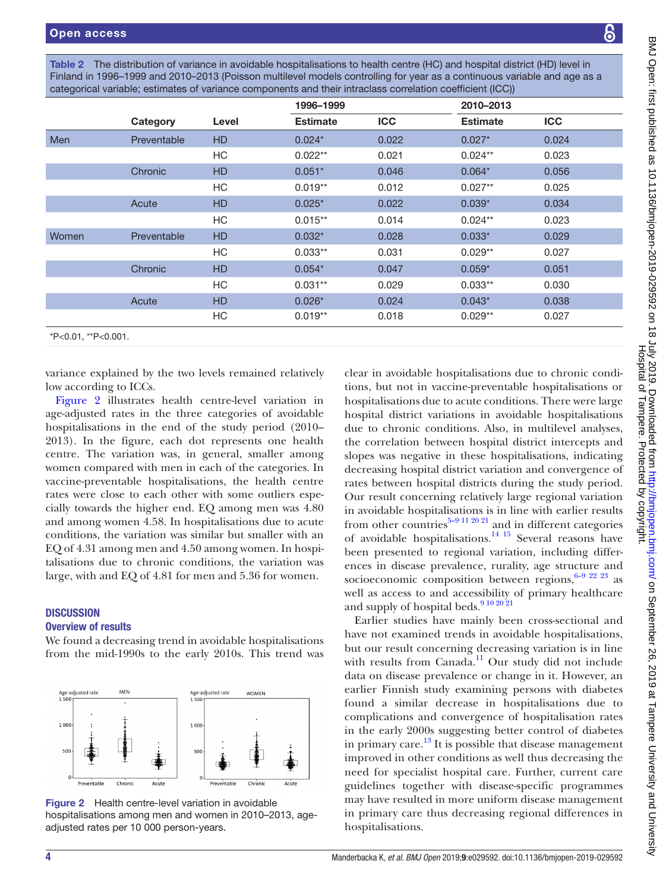**Table 2** The distribution of variance in avoidable hospitalisations to health centre (HC) and hospital district (HD) level in Finland in 1996–1999 and 2010–2013 (Poisson multilevel models controlling for year as a continuous variable and age as a categorical variable; estimates of variance components and their intraclass correlation coefficient (ICC))

| | | | 1996–1999 | | 2010–2013 | |
|---|---|---|---|---|---|---|
| | **Category** | **Level** | **Estimate** | **ICC** | **Estimate** | **ICC** |
| Men | Preventable | HD | 0.024* | 0.022 | 0.027* | 0.024 |
| | | HC | 0.022** | 0.021 | 0.024** | 0.023 |
| | Chronic | HD | 0.051* | 0.046 | 0.064* | 0.056 |
| | | HC | 0.019** | 0.012 | 0.027** | 0.025 |
| | Acute | HD | 0.025* | 0.022 | 0.039* | 0.034 |
| | | HC | 0.015** | 0.014 | 0.024** | 0.023 |
| Women | Preventable | HD | 0.032* | 0.028 | 0.033* | 0.029 |
| | | HC | 0.033** | 0.031 | 0.029** | 0.027 |
| | Chronic | HD | 0.054* | 0.047 | 0.059* | 0.051 |
| | | HC | 0.031** | 0.029 | 0.033** | 0.030 |
| | Acute | HD | 0.026* | 0.024 | 0.043* | 0.038 |
| | | HC | 0.019** | 0.018 | 0.029** | 0.027 |

*P<0.01, **P<0.001.

variance explained by the two levels remained relatively low according to ICCs.

Figure 2 illustrates health centre-level variation in age-adjusted rates in the three categories of avoidable hospitalisations in the end of the study period (2010–2013). In the figure, each dot represents one health centre. The variation was, in general, smaller among women compared with men in each of the categories. In vaccine-preventable hospitalisations, the health centre rates were close to each other with some outliers especially towards the higher end. EQ among men was 4.80 and among women 4.58. In hospitalisations due to acute conditions, the variation was similar but smaller with an EQ of 4.31 among men and 4.50 among women. In hospitalisations due to chronic conditions, the variation was large, with and EQ of 4.81 for men and 5.36 for women.

Figure 2 Health centre-level variation in avoidable hospitalisations among men and women in 2010–2013, age-adjusted rates per 10 000 person-years.

## DISCUSSION

### Overview of results

We found a decreasing trend in avoidable hospitalisations from the mid-1990s to the early 2010s. This trend was clear in avoidable hospitalisations due to chronic conditions, but not in vaccine-preventable hospitalisations or hospitalisations due to acute conditions. There were large hospital district variations in avoidable hospitalisations due to chronic conditions. Also, in multilevel analyses, the correlation between hospital district intercepts and slopes was negative in these hospitalisations, indicating decreasing hospital district variation and convergence of rates between hospital districts during the study period. Our result concerning relatively large regional variation in avoidable hospitalisations is in line with earlier results from other countries[5–9 11 20 21] and in different categories of avoidable hospitalisations.[14 15] Several reasons have been presented to regional variation, including differences in disease prevalence, rurality, age structure and socioeconomic composition between regions,[6–9 22 23] as well as access to and accessibility of primary healthcare and supply of hospital beds.[9 10 20 21]

Earlier studies have mainly been cross-sectional and have not examined trends in avoidable hospitalisations, but our result concerning decreasing variation is in line with results from Canada.[11] Our study did not include data on disease prevalence or change in it. However, an earlier Finnish study examining persons with diabetes found a similar decrease in hospitalisations due to complications and convergence of hospitalisation rates in the early 2000s suggesting better control of diabetes in primary care.[13] It is possible that disease management improved in other conditions as well thus decreasing the need for specialist hospital care. Further, current care guidelines together with disease-specific programmes may have resulted in more uniform disease management in primary care thus decreasing regional differences in hospitalisations.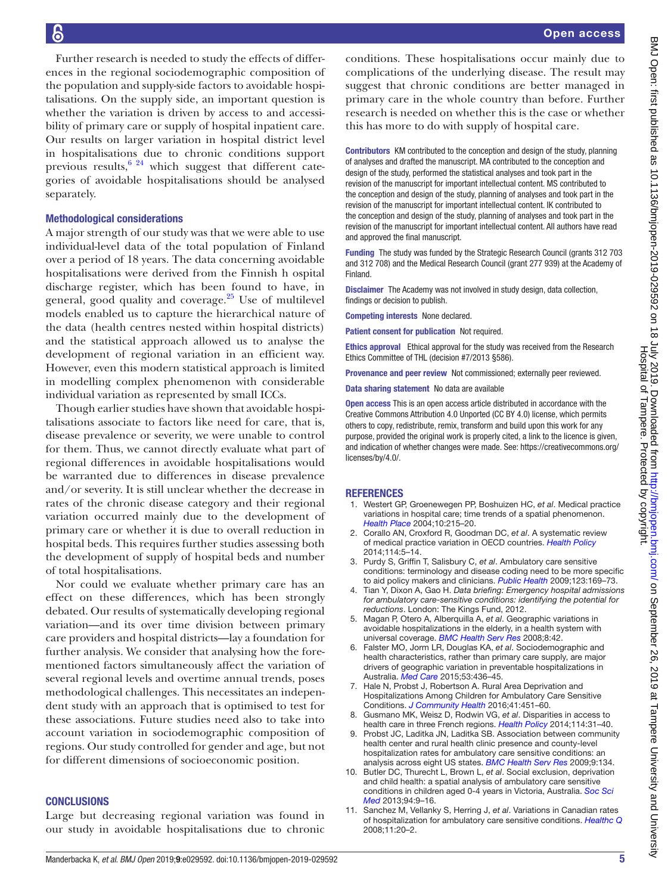Further research is needed to study the effects of differences in the regional sociodemographic composition of the population and supply-side factors to avoidable hospitalisations. On the supply side, an important question is whether the variation is driven by access to and accessibility of primary care or supply of hospital inpatient care. Our results on larger variation in hospital district level in hospitalisations due to chronic conditions support previous results,[6 24] which suggest that different categories of avoidable hospitalisations should be analysed separately.

### Methodological considerations

A major strength of our study was that we were able to use individual-level data of the total population of Finland over a period of 18 years. The data concerning avoidable hospitalisations were derived from the Finnish h ospital discharge register, which has been found to have, in general, good quality and coverage.[25] Use of multilevel models enabled us to capture the hierarchical nature of the data (health centres nested within hospital districts) and the statistical approach allowed us to analyse the development of regional variation in an efficient way. However, even this modern statistical approach is limited in modelling complex phenomenon with considerable individual variation as represented by small ICCs.

Though earlier studies have shown that avoidable hospitalisations associate to factors like need for care, that is, disease prevalence or severity, we were unable to control for them. Thus, we cannot directly evaluate what part of regional differences in avoidable hospitalisations would be warranted due to differences in disease prevalence and/or severity. It is still unclear whether the decrease in rates of the chronic disease category and their regional variation occurred mainly due to the development of primary care or whether it is due to overall reduction in hospital beds. This requires further studies assessing both the development of supply of hospital beds and number of total hospitalisations.

Nor could we evaluate whether primary care has an effect on these differences, which has been strongly debated. Our results of systematically developing regional variation—and its over time division between primary care providers and hospital districts—lay a foundation for further analysis. We consider that analysing how the forementioned factors simultaneously affect the variation of several regional levels and overtime annual trends, poses methodological challenges. This necessitates an independent study with an approach that is optimised to test for these associations. Future studies need also to take into account variation in sociodemographic composition of regions. Our study controlled for gender and age, but not for different dimensions of socioeconomic position.

## CONCLUSIONS

Large but decreasing regional variation was found in our study in avoidable hospitalisations due to chronic conditions. These hospitalisations occur mainly due to complications of the underlying disease. The result may suggest that chronic conditions are better managed in primary care in the whole country than before. Further research is needed on whether this is the case or whether this has more to do with supply of hospital care.

**Contributors** KM contributed to the conception and design of the study, planning of analyses and drafted the manuscript. MA contributed to the conception and design of the study, performed the statistical analyses and took part in the revision of the manuscript for important intellectual content. MS contributed to the conception and design of the study, planning of analyses and took part in the revision of the manuscript for important intellectual content. IK contributed to the conception and design of the study, planning of analyses and took part in the revision of the manuscript for important intellectual content. All authors have read and approved the final manuscript.

**Funding** The study was funded by the Strategic Research Council (grants 312 703 and 312 708) and the Medical Research Council (grant 277 939) at the Academy of Finland.

**Disclaimer** The Academy was not involved in study design, data collection, findings or decision to publish.

**Competing interests** None declared.

**Patient consent for publication** Not required.

**Ethics approval** Ethical approval for the study was received from the Research Ethics Committee of THL (decision #7/2013 §586).

**Provenance and peer review** Not commissioned; externally peer reviewed.

**Data sharing statement** No data are available

**Open access** This is an open access article distributed in accordance with the Creative Commons Attribution 4.0 Unported (CC BY 4.0) license, which permits others to copy, redistribute, remix, transform and build upon this work for any purpose, provided the original work is properly cited, a link to the licence is given, and indication of whether changes were made. See: https://creativecommons.org/licenses/by/4.0/.

## REFERENCES

1. Westert GP, Groenewegen PP, Boshuizen HC, *et al*. Medical practice variations in hospital care; time trends of a spatial phenomenon. *Health Place* 2004;10:215–20.
2. Corallo AN, Croxford R, Goodman DC, *et al*. A systematic review of medical practice variation in OECD countries. *Health Policy* 2014;114:5–14.
3. Purdy S, Griffin T, Salisbury C, *et al*. Ambulatory care sensitive conditions: terminology and disease coding need to be more specific to aid policy makers and clinicians. *Public Health* 2009;123:169–73.
4. Tian Y, Dixon A, Gao H. *Data briefing: Emergency hospital admissions for ambulatory care-sensitive conditions: identifying the potential for reductions*. London: The Kings Fund, 2012.
5. Magan P, Otero A, Alberquilla A, *et al*. Geographic variations in avoidable hospitalizations in the elderly, in a health system with universal coverage. *BMC Health Serv Res* 2008;8:42.
6. Falster MO, Jorm LR, Douglas KA, *et al*. Sociodemographic and health characteristics, rather than primary care supply, are major drivers of geographic variation in preventable hospitalizations in Australia. *Med Care* 2015;53:436–45.
7. Hale N, Probst J, Robertson A. Rural Area Deprivation and Hospitalizations Among Children for Ambulatory Care Sensitive Conditions. *J Community Health* 2016;41:451–60.
8. Gusmano MK, Weisz D, Rodwin VG, *et al*. Disparities in access to health care in three French regions. *Health Policy* 2014;114:31–40.
9. Probst JC, Laditka JN, Laditka SB. Association between community health center and rural health clinic presence and county-level hospitalization rates for ambulatory care sensitive conditions: an analysis across eight US states. *BMC Health Serv Res* 2009;9:134.
10. Butler DC, Thurecht L, Brown L, *et al*. Social exclusion, deprivation and child health: a spatial analysis of ambulatory care sensitive conditions in children aged 0-4 years in Victoria, Australia. *Soc Sci Med* 2013;94:9–16.
11. Sanchez M, Vellanky S, Herring J, *et al*. Variations in Canadian rates of hospitalization for ambulatory care sensitive conditions. *Healthc Q* 2008;11:20–2.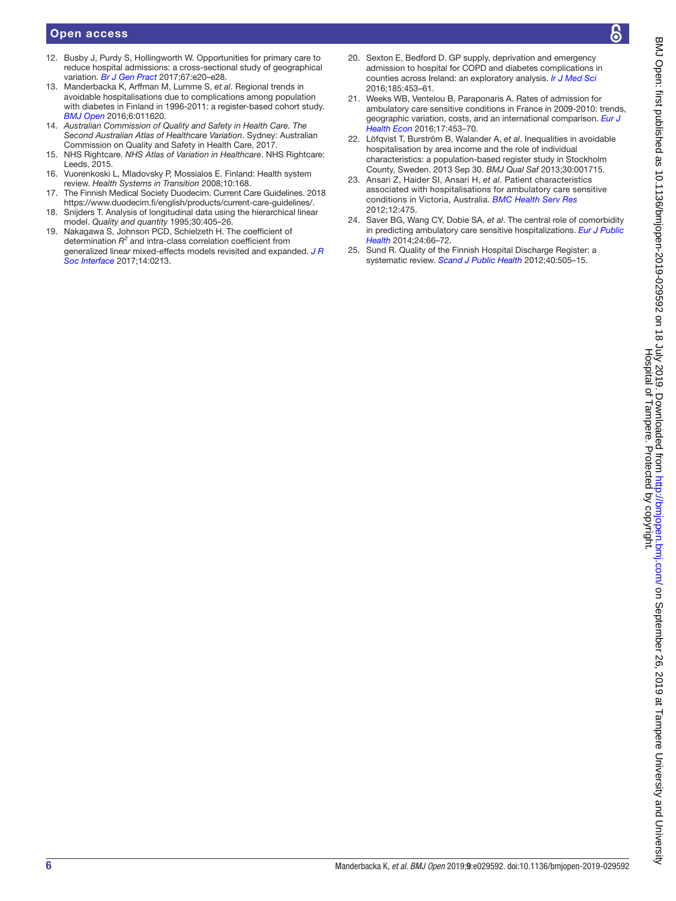12. Busby J, Purdy S, Hollingworth W. Opportunities for primary care to reduce hospital admissions: a cross-sectional study of geographical variation. *Br J Gen Pract* 2017;67:e20–e28.
13. Manderbacka K, Arffman M, Lumme S, *et al*. Regional trends in avoidable hospitalisations due to complications among population with diabetes in Finland in 1996-2011: a register-based cohort study. *BMJ Open* 2016;6:011620.
14. *Australian Commission of Quality and Safety in Health Care. The Second Australian Atlas of Healthcare Variation*. Sydney: Australian Commission on Quality and Safety in Health Care, 2017.
15. NHS Rightcare. *NHS Atlas of Variation in Healthcare*. NHS Rightcare: Leeds, 2015.
16. Vuorenkoski L, Mladovsky P, Mossialos E. Finland: Health system review. *Health Systems in Transition* 2008;10:168.
17. The Finnish Medical Society Duodecim. Current Care Guidelines. 2018 https://www.duodecim.fi/english/products/current-care-guidelines/.
18. Snijders T. Analysis of longitudinal data using the hierarchical linear model. *Quality and quantity* 1995;30:405–26.
19. Nakagawa S, Johnson PCD, Schielzeth H. The coefficient of determination $R^2$ and intra-class correlation coefficient from generalized linear mixed-effects models revisited and expanded. *J R Soc Interface* 2017;14:0213.
20. Sexton E, Bedford D. GP supply, deprivation and emergency admission to hospital for COPD and diabetes complications in counties across Ireland: an exploratory analysis. *Ir J Med Sci* 2016;185:453–61.
21. Weeks WB, Ventelou B, Paraponaris A. Rates of admission for ambulatory care sensitive conditions in France in 2009-2010: trends, geographic variation, costs, and an international comparison. *Eur J Health Econ* 2016;17:453–70.
22. Löfqvist T, Burström B, Walander A, *et al*. Inequalities in avoidable hospitalisation by area income and the role of individual characteristics: a population-based register study in Stockholm County, Sweden. 2013 Sep 30. *BMJ Qual Saf* 2013;30:001715.
23. Ansari Z, Haider SI, Ansari H, *et al*. Patient characteristics associated with hospitalisations for ambulatory care sensitive conditions in Victoria, Australia. *BMC Health Serv Res* 2012;12:475.
24. Saver BG, Wang CY, Dobie SA, *et al*. The central role of comorbidity in predicting ambulatory care sensitive hospitalizations. *Eur J Public Health* 2014;24:66–72.
25. Sund R. Quality of the Finnish Hospital Discharge Register: a systematic review. *Scand J Public Health* 2012;40:505–15.